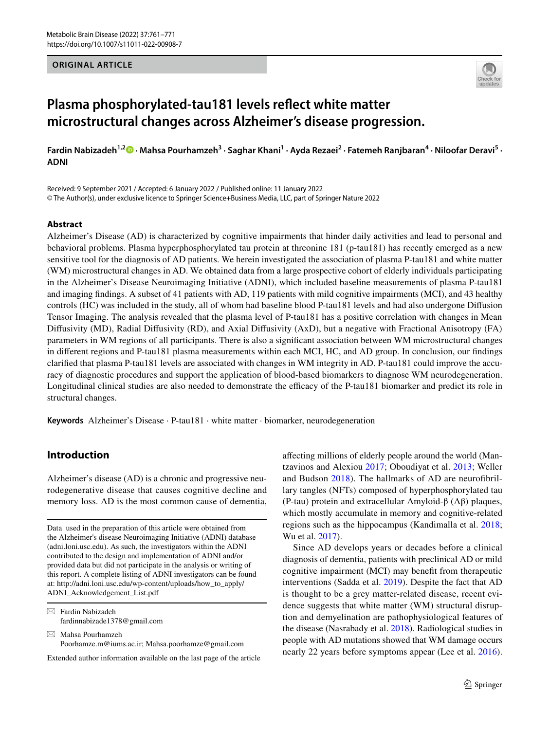ORIGINAL ARTICLE

# Plasma phosphorylated-tau181 levels reflect white matter microstructural changes across Alzheimer's disease progression.

**Fardin Nabizadeh[1,2] · Mahsa Pourhamzeh[3] · Saghar Khani[1] · Ayda Rezaei[2] · Fatemeh Ranjbaran[4] · Niloofar Deravi[5] · ADNI**

Received: 9 September 2021 / Accepted: 6 January 2022 / Published online: 11 January 2022
© The Author(s), under exclusive licence to Springer Science+Business Media, LLC, part of Springer Nature 2022

## Abstract

Alzheimer's Disease (AD) is characterized by cognitive impairments that hinder daily activities and lead to personal and behavioral problems. Plasma hyperphosphorylated tau protein at threonine 181 (p-tau181) has recently emerged as a new sensitive tool for the diagnosis of AD patients. We herein investigated the association of plasma P-tau181 and white matter (WM) microstructural changes in AD. We obtained data from a large prospective cohort of elderly individuals participating in the Alzheimer's Disease Neuroimaging Initiative (ADNI), which included baseline measurements of plasma P-tau181 and imaging findings. A subset of 41 patients with AD, 119 patients with mild cognitive impairments (MCI), and 43 healthy controls (HC) was included in the study, all of whom had baseline blood P-tau181 levels and had also undergone Diffusion Tensor Imaging. The analysis revealed that the plasma level of P-tau181 has a positive correlation with changes in Mean Diffusivity (MD), Radial Diffusivity (RD), and Axial Diffusivity (AxD), but a negative with Fractional Anisotropy (FA) parameters in WM regions of all participants. There is also a significant association between WM microstructural changes in different regions and P-tau181 plasma measurements within each MCI, HC, and AD group. In conclusion, our findings clarified that plasma P-tau181 levels are associated with changes in WM integrity in AD. P-tau181 could improve the accuracy of diagnostic procedures and support the application of blood-based biomarkers to diagnose WM neurodegeneration. Longitudinal clinical studies are also needed to demonstrate the efficacy of the P-tau181 biomarker and predict its role in structural changes.

**Keywords** Alzheimer's Disease · P-tau181 · white matter · biomarker, neurodegeneration

## Introduction

Alzheimer's disease (AD) is a chronic and progressive neurodegenerative disease that causes cognitive decline and memory loss. AD is the most common cause of dementia, affecting millions of elderly people around the world (Mantzavinos and Alexiou 2017; Oboudiyat et al. 2013; Weller and Budson 2018). The hallmarks of AD are neurofibrillary tangles (NFTs) composed of hyperphosphorylated tau (P-tau) protein and extracellular Amyloid-β (Aβ) plaques, which mostly accumulate in memory and cognitive-related regions such as the hippocampus (Kandimalla et al. 2018; Wu et al. 2017).

Since AD develops years or decades before a clinical diagnosis of dementia, patients with preclinical AD or mild cognitive impairment (MCI) may benefit from therapeutic interventions (Sadda et al. 2019). Despite the fact that AD is thought to be a grey matter-related disease, recent evidence suggests that white matter (WM) structural disruption and demyelination are pathophysiological features of the disease (Nasrabady et al. 2018). Radiological studies in people with AD mutations showed that WM damage occurs nearly 22 years before symptoms appear (Lee et al. 2016).

---

Data used in the preparation of this article were obtained from the Alzheimer's disease Neuroimaging Initiative (ADNI) database (adni.loni.usc.edu). As such, the investigators within the ADNI contributed to the design and implementation of ADNI and/or provided data but did not participate in the analysis or writing of this report. A complete listing of ADNI investigators can be found at: http://adni.loni.usc.edu/wp-content/uploads/how_to_apply/ADNI_Acknowledgement_List.pdf

✉ Fardin Nabizadeh
fardinnabizade1378@gmail.com

✉ Mahsa Pourhamzeh
Poorhamze.m@iums.ac.ir; Mahsa.poorhamze@gmail.com

Extended author information available on the last page of the article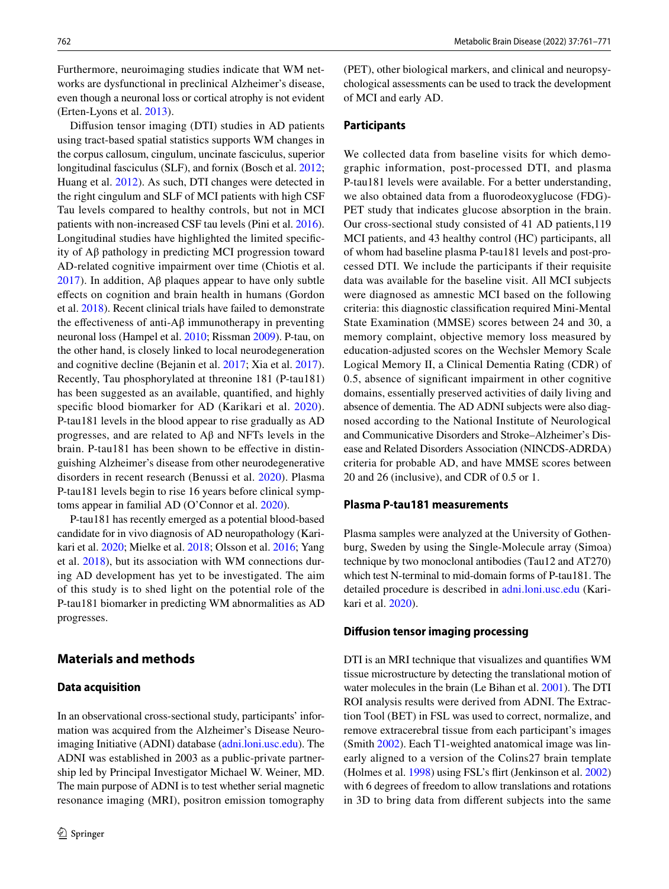Furthermore, neuroimaging studies indicate that WM networks are dysfunctional in preclinical Alzheimer's disease, even though a neuronal loss or cortical atrophy is not evident (Erten-Lyons et al. 2013).

Diffusion tensor imaging (DTI) studies in AD patients using tract-based spatial statistics supports WM changes in the corpus callosum, cingulum, uncinate fasciculus, superior longitudinal fasciculus (SLF), and fornix (Bosch et al. 2012; Huang et al. 2012). As such, DTI changes were detected in the right cingulum and SLF of MCI patients with high CSF Tau levels compared to healthy controls, but not in MCI patients with non-increased CSF tau levels (Pini et al. 2016). Longitudinal studies have highlighted the limited specificity of Aβ pathology in predicting MCI progression toward AD-related cognitive impairment over time (Chiotis et al. 2017). In addition, Aβ plaques appear to have only subtle effects on cognition and brain health in humans (Gordon et al. 2018). Recent clinical trials have failed to demonstrate the effectiveness of anti-Aβ immunotherapy in preventing neuronal loss (Hampel et al. 2010; Rissman 2009). P-tau, on the other hand, is closely linked to local neurodegeneration and cognitive decline (Bejanin et al. 2017; Xia et al. 2017). Recently, Tau phosphorylated at threonine 181 (P-tau181) has been suggested as an available, quantified, and highly specific blood biomarker for AD (Karikari et al. 2020). P-tau181 levels in the blood appear to rise gradually as AD progresses, and are related to Aβ and NFTs levels in the brain. P-tau181 has been shown to be effective in distinguishing Alzheimer's disease from other neurodegenerative disorders in recent research (Benussi et al. 2020). Plasma P-tau181 levels begin to rise 16 years before clinical symptoms appear in familial AD (O'Connor et al. 2020).

P-tau181 has recently emerged as a potential blood-based candidate for in vivo diagnosis of AD neuropathology (Karikari et al. 2020; Mielke et al. 2018; Olsson et al. 2016; Yang et al. 2018), but its association with WM connections during AD development has yet to be investigated. The aim of this study is to shed light on the potential role of the P-tau181 biomarker in predicting WM abnormalities as AD progresses.

## Materials and methods

### Data acquisition

In an observational cross-sectional study, participants' information was acquired from the Alzheimer's Disease Neuroimaging Initiative (ADNI) database (adni.loni.usc.edu). The ADNI was established in 2003 as a public-private partnership led by Principal Investigator Michael W. Weiner, MD. The main purpose of ADNI is to test whether serial magnetic resonance imaging (MRI), positron emission tomography (PET), other biological markers, and clinical and neuropsychological assessments can be used to track the development of MCI and early AD.

### Participants

We collected data from baseline visits for which demographic information, post-processed DTI, and plasma P-tau181 levels were available. For a better understanding, we also obtained data from a fluorodeoxyglucose (FDG)-PET study that indicates glucose absorption in the brain. Our cross-sectional study consisted of 41 AD patients,119 MCI patients, and 43 healthy control (HC) participants, all of whom had baseline plasma P-tau181 levels and post-processed DTI. We include the participants if their requisite data was available for the baseline visit. All MCI subjects were diagnosed as amnestic MCI based on the following criteria: this diagnostic classification required Mini-Mental State Examination (MMSE) scores between 24 and 30, a memory complaint, objective memory loss measured by education-adjusted scores on the Wechsler Memory Scale Logical Memory II, a Clinical Dementia Rating (CDR) of 0.5, absence of significant impairment in other cognitive domains, essentially preserved activities of daily living and absence of dementia. The AD ADNI subjects were also diagnosed according to the National Institute of Neurological and Communicative Disorders and Stroke–Alzheimer's Disease and Related Disorders Association (NINCDS-ADRDA) criteria for probable AD, and have MMSE scores between 20 and 26 (inclusive), and CDR of 0.5 or 1.

### Plasma P-tau181 measurements

Plasma samples were analyzed at the University of Gothenburg, Sweden by using the Single-Molecule array (Simoa) technique by two monoclonal antibodies (Tau12 and AT270) which test N-terminal to mid-domain forms of P-tau181. The detailed procedure is described in adni.loni.usc.edu (Karikari et al. 2020).

### Diffusion tensor imaging processing

DTI is an MRI technique that visualizes and quantifies WM tissue microstructure by detecting the translational motion of water molecules in the brain (Le Bihan et al. 2001). The DTI ROI analysis results were derived from ADNI. The Extraction Tool (BET) in FSL was used to correct, normalize, and remove extracerebral tissue from each participant's images (Smith 2002). Each T1-weighted anatomical image was linearly aligned to a version of the Colins27 brain template (Holmes et al. 1998) using FSL's flirt (Jenkinson et al. 2002) with 6 degrees of freedom to allow translations and rotations in 3D to bring data from different subjects into the same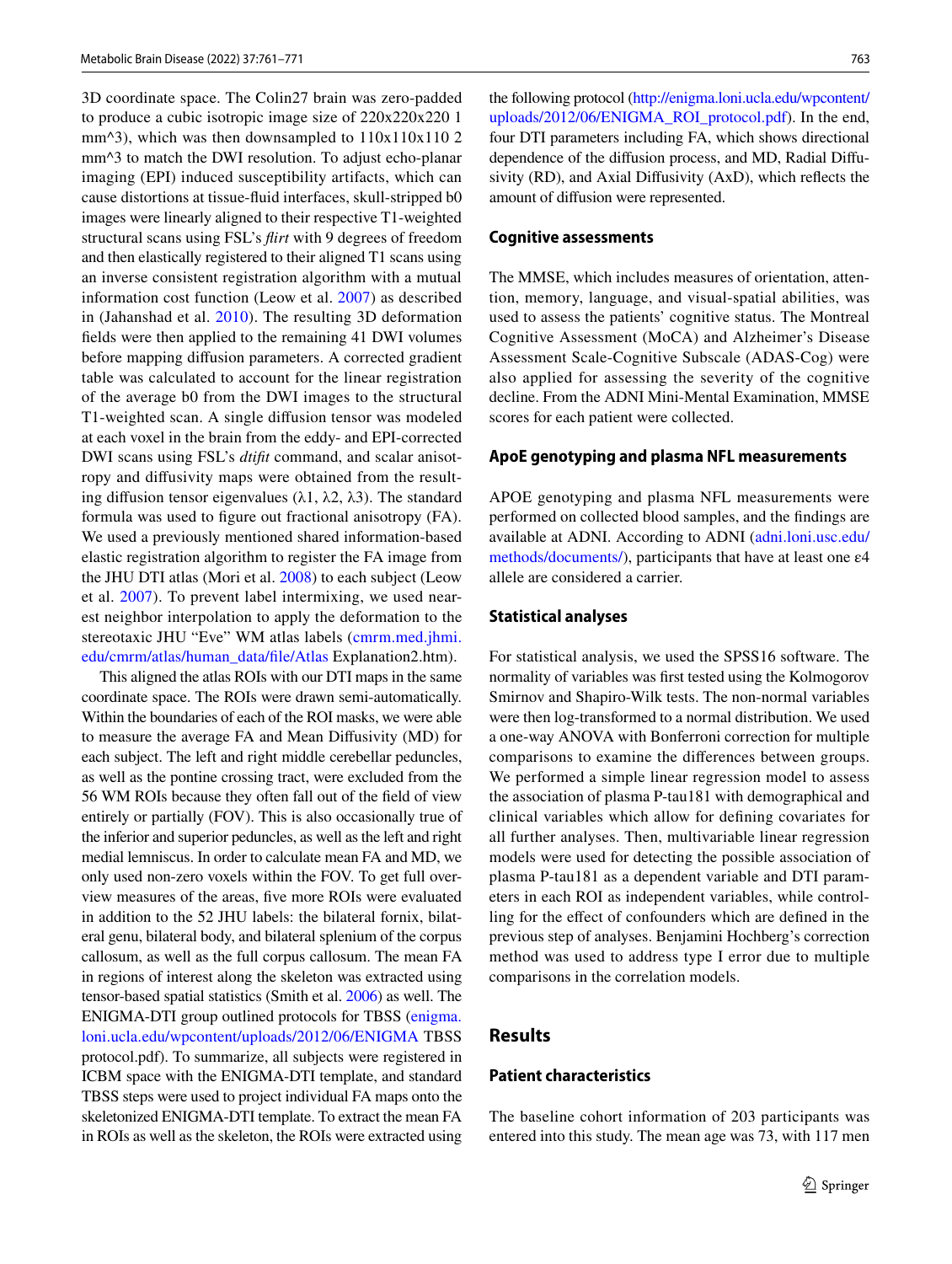3D coordinate space. The Colin27 brain was zero-padded to produce a cubic isotropic image size of 220x220x220 1 mm^3), which was then downsampled to 110x110x110 2 mm^3 to match the DWI resolution. To adjust echo-planar imaging (EPI) induced susceptibility artifacts, which can cause distortions at tissue-fluid interfaces, skull-stripped b0 images were linearly aligned to their respective T1-weighted structural scans using FSL's *flirt* with 9 degrees of freedom and then elastically registered to their aligned T1 scans using an inverse consistent registration algorithm with a mutual information cost function (Leow et al. 2007) as described in (Jahanshad et al. 2010). The resulting 3D deformation fields were then applied to the remaining 41 DWI volumes before mapping diffusion parameters. A corrected gradient table was calculated to account for the linear registration of the average b0 from the DWI images to the structural T1-weighted scan. A single diffusion tensor was modeled at each voxel in the brain from the eddy- and EPI-corrected DWI scans using FSL's *dtifit* command, and scalar anisotropy and diffusivity maps were obtained from the resulting diffusion tensor eigenvalues ($\lambda 1$, $\lambda 2$, $\lambda 3$). The standard formula was used to figure out fractional anisotropy (FA). We used a previously mentioned shared information-based elastic registration algorithm to register the FA image from the JHU DTI atlas (Mori et al. 2008) to each subject (Leow et al. 2007). To prevent label intermixing, we used nearest neighbor interpolation to apply the deformation to the stereotaxic JHU "Eve" WM atlas labels (cmrm.med.jhmi.edu/cmrm/atlas/human_data/file/Atlas Explanation2.htm).

This aligned the atlas ROIs with our DTI maps in the same coordinate space. The ROIs were drawn semi-automatically. Within the boundaries of each of the ROI masks, we were able to measure the average FA and Mean Diffusivity (MD) for each subject. The left and right middle cerebellar peduncles, as well as the pontine crossing tract, were excluded from the 56 WM ROIs because they often fall out of the field of view entirely or partially (FOV). This is also occasionally true of the inferior and superior peduncles, as well as the left and right medial lemniscus. In order to calculate mean FA and MD, we only used non-zero voxels within the FOV. To get full overview measures of the areas, five more ROIs were evaluated in addition to the 52 JHU labels: the bilateral fornix, bilateral genu, bilateral body, and bilateral splenium of the corpus callosum, as well as the full corpus callosum. The mean FA in regions of interest along the skeleton was extracted using tensor-based spatial statistics (Smith et al. 2006) as well. The ENIGMA-DTI group outlined protocols for TBSS (enigma.loni.ucla.edu/wpcontent/uploads/2012/06/ENIGMA TBSS protocol.pdf). To summarize, all subjects were registered in ICBM space with the ENIGMA-DTI template, and standard TBSS steps were used to project individual FA maps onto the skeletonized ENIGMA-DTI template. To extract the mean FA in ROIs as well as the skeleton, the ROIs were extracted using the following protocol (http://enigma.loni.ucla.edu/wpcontent/uploads/2012/06/ENIGMA_ROI_protocol.pdf). In the end, four DTI parameters including FA, which shows directional dependence of the diffusion process, and MD, Radial Diffusivity (RD), and Axial Diffusivity (AxD), which reflects the amount of diffusion were represented.

### Cognitive assessments

The MMSE, which includes measures of orientation, attention, memory, language, and visual-spatial abilities, was used to assess the patients' cognitive status. The Montreal Cognitive Assessment (MoCA) and Alzheimer's Disease Assessment Scale-Cognitive Subscale (ADAS-Cog) were also applied for assessing the severity of the cognitive decline. From the ADNI Mini-Mental Examination, MMSE scores for each patient were collected.

### ApoE genotyping and plasma NFL measurements

APOE genotyping and plasma NFL measurements were performed on collected blood samples, and the findings are available at ADNI. According to ADNI (adni.loni.usc.edu/methods/documents/), participants that have at least one ε4 allele are considered a carrier.

### Statistical analyses

For statistical analysis, we used the SPSS16 software. The normality of variables was first tested using the Kolmogorov Smirnov and Shapiro-Wilk tests. The non-normal variables were then log-transformed to a normal distribution. We used a one-way ANOVA with Bonferroni correction for multiple comparisons to examine the differences between groups. We performed a simple linear regression model to assess the association of plasma P-tau181 with demographical and clinical variables which allow for defining covariates for all further analyses. Then, multivariable linear regression models were used for detecting the possible association of plasma P-tau181 as a dependent variable and DTI parameters in each ROI as independent variables, while controlling for the effect of confounders which are defined in the previous step of analyses. Benjamini Hochberg's correction method was used to address type I error due to multiple comparisons in the correlation models.

## Results

### Patient characteristics

The baseline cohort information of 203 participants was entered into this study. The mean age was 73, with 117 men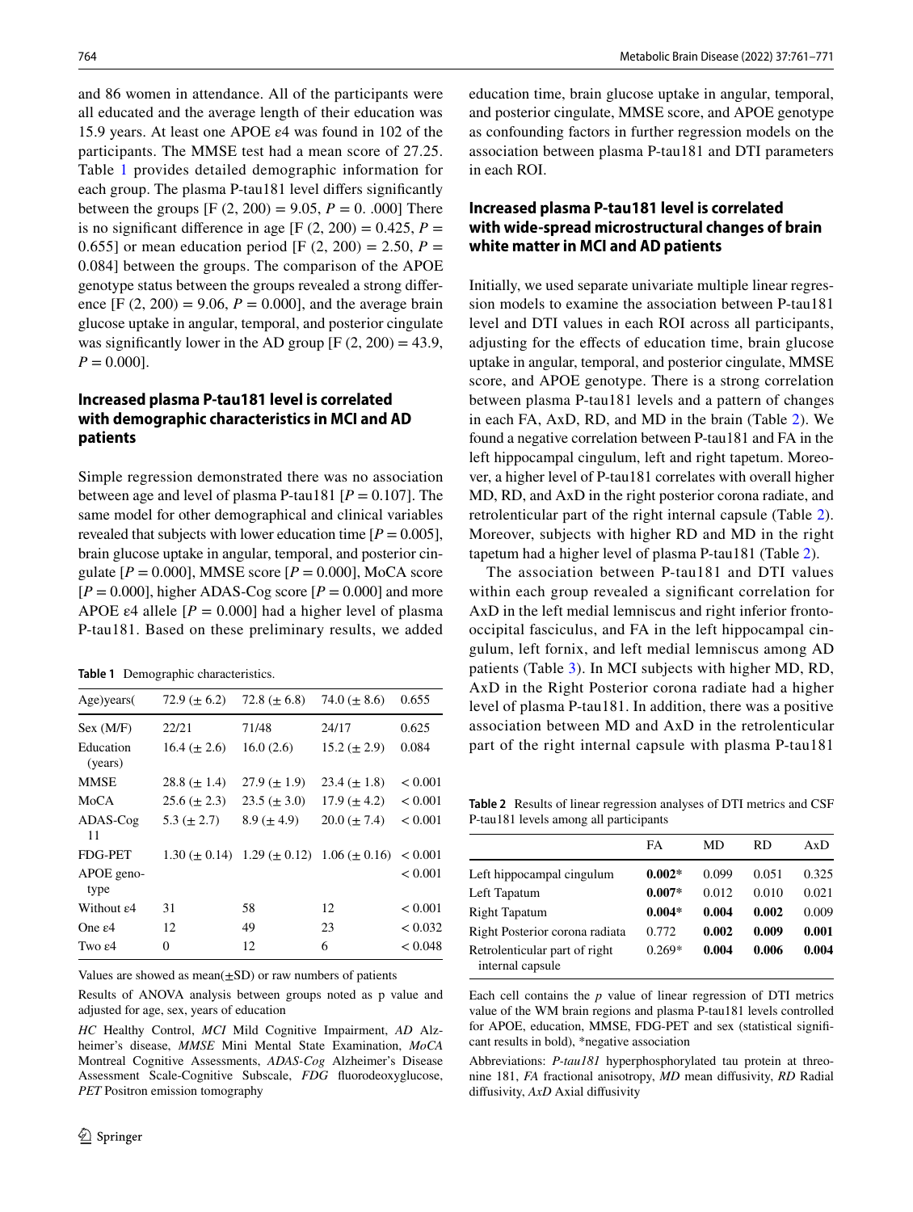and 86 women in attendance. All of the participants were all educated and the average length of their education was 15.9 years. At least one APOE ε4 was found in 102 of the participants. The MMSE test had a mean score of 27.25. Table 1 provides detailed demographic information for each group. The plasma P-tau181 level differs significantly between the groups [F (2, 200) = 9.05, $P$ = 0. .000] There is no significant difference in age [F (2, 200) = 0.425, $P$ = 0.655] or mean education period [F (2, 200) = 2.50, $P$ = 0.084] between the groups. The comparison of the APOE genotype status between the groups revealed a strong difference [F (2, 200) = 9.06, $P$ = 0.000], and the average brain glucose uptake in angular, temporal, and posterior cingulate was significantly lower in the AD group [F (2, 200) = 43.9, $P$ = 0.000].

## Increased plasma P-tau181 level is correlated with demographic characteristics in MCI and AD patients

Simple regression demonstrated there was no association between age and level of plasma P-tau181 [$P$ = 0.107]. The same model for other demographical and clinical variables revealed that subjects with lower education time [$P$ = 0.005], brain glucose uptake in angular, temporal, and posterior cingulate [$P$ = 0.000], MMSE score [$P$ = 0.000], MoCA score [$P$ = 0.000], higher ADAS-Cog score [$P$ = 0.000] and more APOE ε4 allele [$P$ = 0.000] had a higher level of plasma P-tau181. Based on these preliminary results, we added education time, brain glucose uptake in angular, temporal, and posterior cingulate, MMSE score, and APOE genotype as confounding factors in further regression models on the association between plasma P-tau181 and DTI parameters in each ROI.

**Table 1** Demographic characteristics.

| Age)years( | 72.9 (± 6.2) | 72.8 (± 6.8) | 74.0 (± 8.6) | 0.655 |
|---|---|---|---|---|
| Sex (M/F) | 22/21 | 71/48 | 24/17 | 0.625 |
| Education (years) | 16.4 (± 2.6) | 16.0 (2.6) | 15.2 (± 2.9) | 0.084 |
| MMSE | 28.8 (± 1.4) | 27.9 (± 1.9) | 23.4 (± 1.8) | < 0.001 |
| MoCA | 25.6 (± 2.3) | 23.5 (± 3.0) | 17.9 (± 4.2) | < 0.001 |
| ADAS-Cog 11 | 5.3 (± 2.7) | 8.9 (± 4.9) | 20.0 (± 7.4) | < 0.001 |
| FDG-PET | 1.30 (± 0.14) | 1.29 (± 0.12) | 1.06 (± 0.16) | < 0.001 |
| APOE genotype | | | | < 0.001 |
| Without ε4 | 31 | 58 | 12 | < 0.001 |
| One ε4 | 12 | 49 | 23 | < 0.032 |
| Two ε4 | 0 | 12 | 6 | < 0.048 |

Values are showed as mean(±SD) or raw numbers of patients

Results of ANOVA analysis between groups noted as p value and adjusted for age, sex, years of education

*HC* Healthy Control, *MCI* Mild Cognitive Impairment, *AD* Alzheimer's disease, *MMSE* Mini Mental State Examination, *MoCA* Montreal Cognitive Assessments, *ADAS-Cog* Alzheimer's Disease Assessment Scale-Cognitive Subscale, *FDG* fluorodeoxyglucose, *PET* Positron emission tomography

## Increased plasma P-tau181 level is correlated with wide-spread microstructural changes of brain white matter in MCI and AD patients

Initially, we used separate univariate multiple linear regression models to examine the association between P-tau181 level and DTI values in each ROI across all participants, adjusting for the effects of education time, brain glucose uptake in angular, temporal, and posterior cingulate, MMSE score, and APOE genotype. There is a strong correlation between plasma P-tau181 levels and a pattern of changes in each FA, AxD, RD, and MD in the brain (Table 2). We found a negative correlation between P-tau181 and FA in the left hippocampal cingulum, left and right tapetum. Moreover, a higher level of P-tau181 correlates with overall higher MD, RD, and AxD in the right posterior corona radiate, and retrolenticular part of the right internal capsule (Table 2). Moreover, subjects with higher RD and MD in the right tapetum had a higher level of plasma P-tau181 (Table 2).

The association between P-tau181 and DTI values within each group revealed a significant correlation for AxD in the left medial lemniscus and right inferior fronto-occipital fasciculus, and FA in the left hippocampal cingulum, left fornix, and left medial lemniscus among AD patients (Table 3). In MCI subjects with higher MD, RD, AxD in the Right Posterior corona radiate had a higher level of plasma P-tau181. In addition, there was a positive association between MD and AxD in the retrolenticular part of the right internal capsule with plasma P-tau181

**Table 2** Results of linear regression analyses of DTI metrics and CSF P-tau181 levels among all participants

| | FA | MD | RD | AxD |
|---|---|---|---|---|
| Left hippocampal cingulum | **0.002*** | 0.099 | 0.051 | 0.325 |
| Left Tapatum | **0.007*** | 0.012 | 0.010 | 0.021 |
| Right Tapatum | **0.004*** | **0.004** | **0.002** | 0.009 |
| Right Posterior corona radiata | 0.772 | **0.002** | **0.009** | **0.001** |
| Retrolenticular part of right internal capsule | 0.269* | **0.004** | **0.006** | **0.004** |

Each cell contains the *p* value of linear regression of DTI metrics value of the WM brain regions and plasma P-tau181 levels controlled for APOE, education, MMSE, FDG-PET and sex (statistical significant results in bold), *negative association

Abbreviations: *P-tau181* hyperphosphorylated tau protein at threonine 181, *FA* fractional anisotropy, *MD* mean diffusivity, *RD* Radial diffusivity, *AxD* Axial diffusivity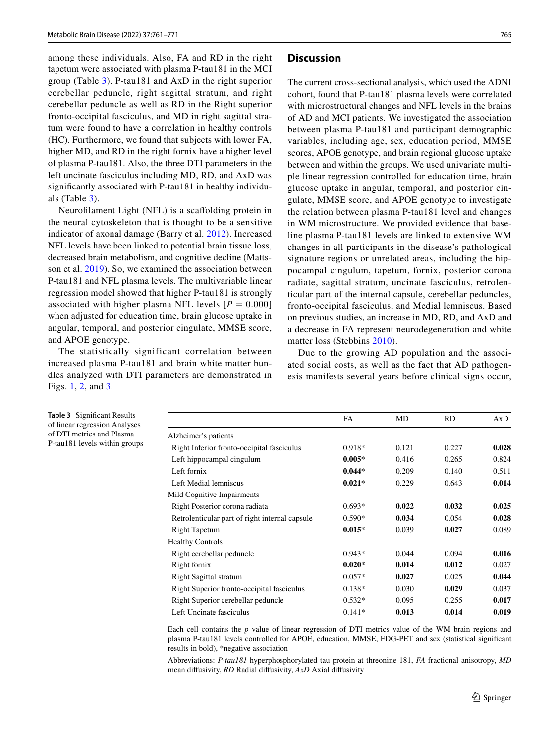among these individuals. Also, FA and RD in the right tapetum were associated with plasma P-tau181 in the MCI group (Table 3). P-tau181 and AxD in the right superior cerebellar peduncle, right sagittal stratum, and right cerebellar peduncle as well as RD in the Right superior fronto-occipital fasciculus, and MD in right sagittal stratum were found to have a correlation in healthy controls (HC). Furthermore, we found that subjects with lower FA, higher MD, and RD in the right fornix have a higher level of plasma P-tau181. Also, the three DTI parameters in the left uncinate fasciculus including MD, RD, and AxD was significantly associated with P-tau181 in healthy individuals (Table 3).

Neurofilament Light (NFL) is a scaffolding protein in the neural cytoskeleton that is thought to be a sensitive indicator of axonal damage (Barry et al. 2012). Increased NFL levels have been linked to potential brain tissue loss, decreased brain metabolism, and cognitive decline (Mattsson et al. 2019). So, we examined the association between P-tau181 and NFL plasma levels. The multivariable linear regression model showed that higher P-tau181 is strongly associated with higher plasma NFL levels [$P = 0.000$] when adjusted for education time, brain glucose uptake in angular, temporal, and posterior cingulate, MMSE score, and APOE genotype.

The statistically significant correlation between increased plasma P-tau181 and brain white matter bundles analyzed with DTI parameters are demonstrated in Figs. 1, 2, and 3.

## Discussion

The current cross-sectional analysis, which used the ADNI cohort, found that P-tau181 plasma levels were correlated with microstructural changes and NFL levels in the brains of AD and MCI patients. We investigated the association between plasma P-tau181 and participant demographic variables, including age, sex, education period, MMSE scores, APOE genotype, and brain regional glucose uptake between and within the groups. We used univariate multiple linear regression controlled for education time, brain glucose uptake in angular, temporal, and posterior cingulate, MMSE score, and APOE genotype to investigate the relation between plasma P-tau181 level and changes in WM microstructure. We provided evidence that baseline plasma P-tau181 levels are linked to extensive WM changes in all participants in the disease's pathological signature regions or unrelated areas, including the hippocampal cingulum, tapetum, fornix, posterior corona radiate, sagittal stratum, uncinate fasciculus, retrolenticular part of the internal capsule, cerebellar peduncles, fronto-occipital fasciculus, and Medial lemniscus. Based on previous studies, an increase in MD, RD, and AxD and a decrease in FA represent neurodegeneration and white matter loss (Stebbins 2010).

Due to the growing AD population and the associated social costs, as well as the fact that AD pathogenesis manifests several years before clinical signs occur,

**Table 3** Significant Results of linear regression Analyses of DTI metrics and Plasma P-tau181 levels within groups

| | FA | MD | RD | AxD |
|---|---|---|---|---|
| Alzheimer's patients | | | | |
| Right Inferior fronto-occipital fasciculus | 0.918* | 0.121 | 0.227 | **0.028** |
| Left hippocampal cingulum | **0.005*** | 0.416 | 0.265 | 0.824 |
| Left fornix | **0.044*** | 0.209 | 0.140 | 0.511 |
| Left Medial lemniscus | **0.021*** | 0.229 | 0.643 | **0.014** |
| Mild Cognitive Impairments | | | | |
| Right Posterior corona radiata | 0.693* | **0.022** | **0.032** | **0.025** |
| Retrolenticular part of right internal capsule | 0.590* | **0.034** | 0.054 | **0.028** |
| Right Tapetum | **0.015*** | 0.039 | **0.027** | 0.089 |
| Healthy Controls | | | | |
| Right cerebellar peduncle | 0.943* | 0.044 | 0.094 | **0.016** |
| Right fornix | **0.020*** | **0.014** | **0.012** | 0.027 |
| Right Sagittal stratum | 0.057* | **0.027** | 0.025 | **0.044** |
| Right Superior fronto-occipital fasciculus | 0.138* | 0.030 | **0.029** | 0.037 |
| Right Superior cerebellar peduncle | 0.532* | 0.095 | 0.255 | **0.017** |
| Left Uncinate fasciculus | 0.141* | **0.013** | **0.014** | **0.019** |

Each cell contains the *p* value of linear regression of DTI metrics value of the WM brain regions and plasma P-tau181 levels controlled for APOE, education, MMSE, FDG-PET and sex (statistical significant results in bold), *negative association

Abbreviations: *P-tau181* hyperphosphorylated tau protein at threonine 181, *FA* fractional anisotropy, *MD* mean diffusivity, *RD* Radial diffusivity, *AxD* Axial diffusivity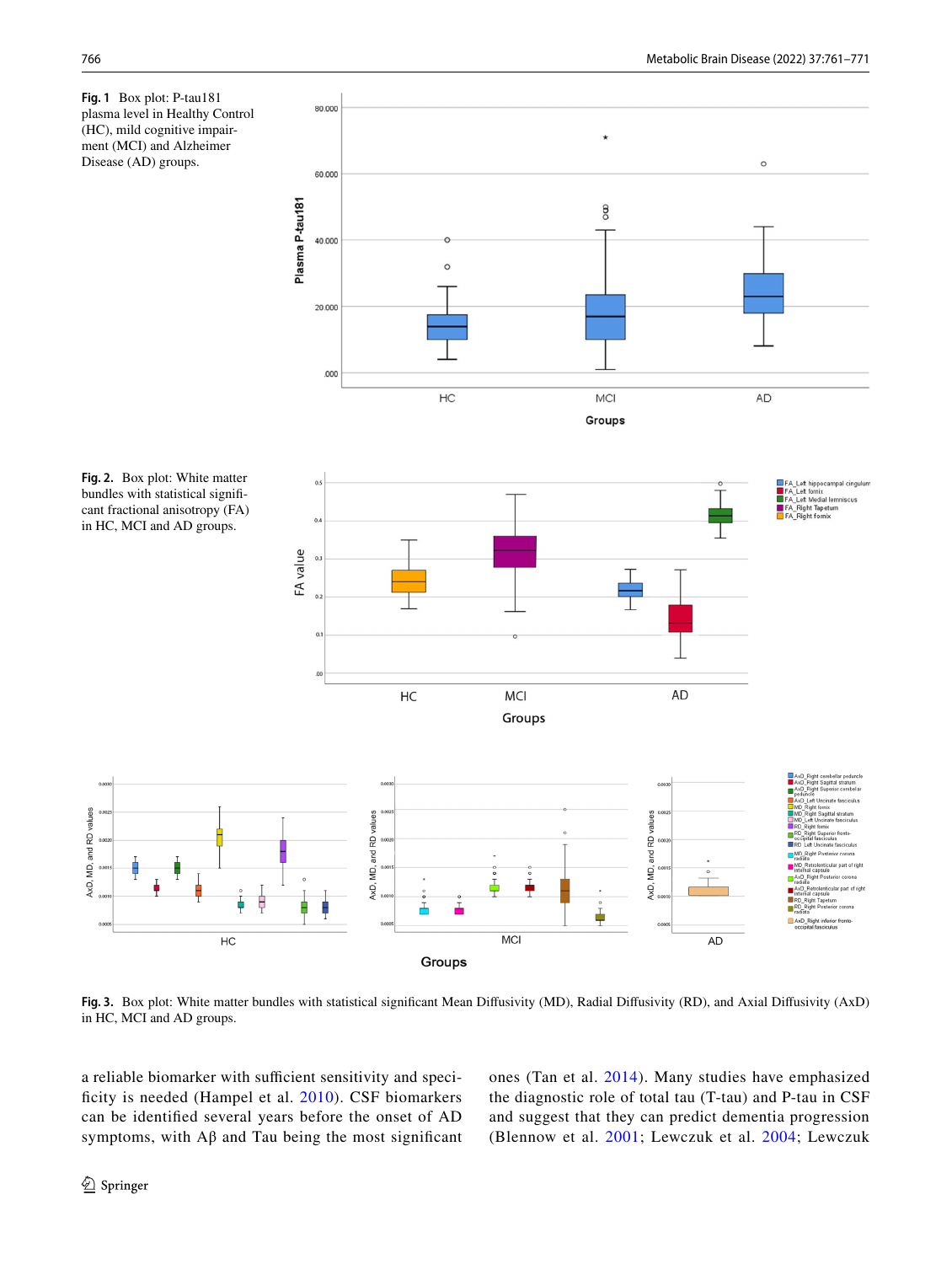**Fig. 1** Box plot: P-tau181 plasma level in Healthy Control (HC), mild cognitive impairment (MCI) and Alzheimer Disease (AD) groups.

**Fig. 2.** Box plot: White matter bundles with statistical significant fractional anisotropy (FA) in HC, MCI and AD groups.

**Fig. 3.** Box plot: White matter bundles with statistical significant Mean Diffusivity (MD), Radial Diffusivity (RD), and Axial Diffusivity (AxD) in HC, MCI and AD groups.

a reliable biomarker with sufficient sensitivity and specificity is needed (Hampel et al. 2010). CSF biomarkers can be identified several years before the onset of AD symptoms, with Aβ and Tau being the most significant ones (Tan et al. 2014). Many studies have emphasized the diagnostic role of total tau (T-tau) and P-tau in CSF and suggest that they can predict dementia progression (Blennow et al. 2001; Lewczuk et al. 2004; Lewczuk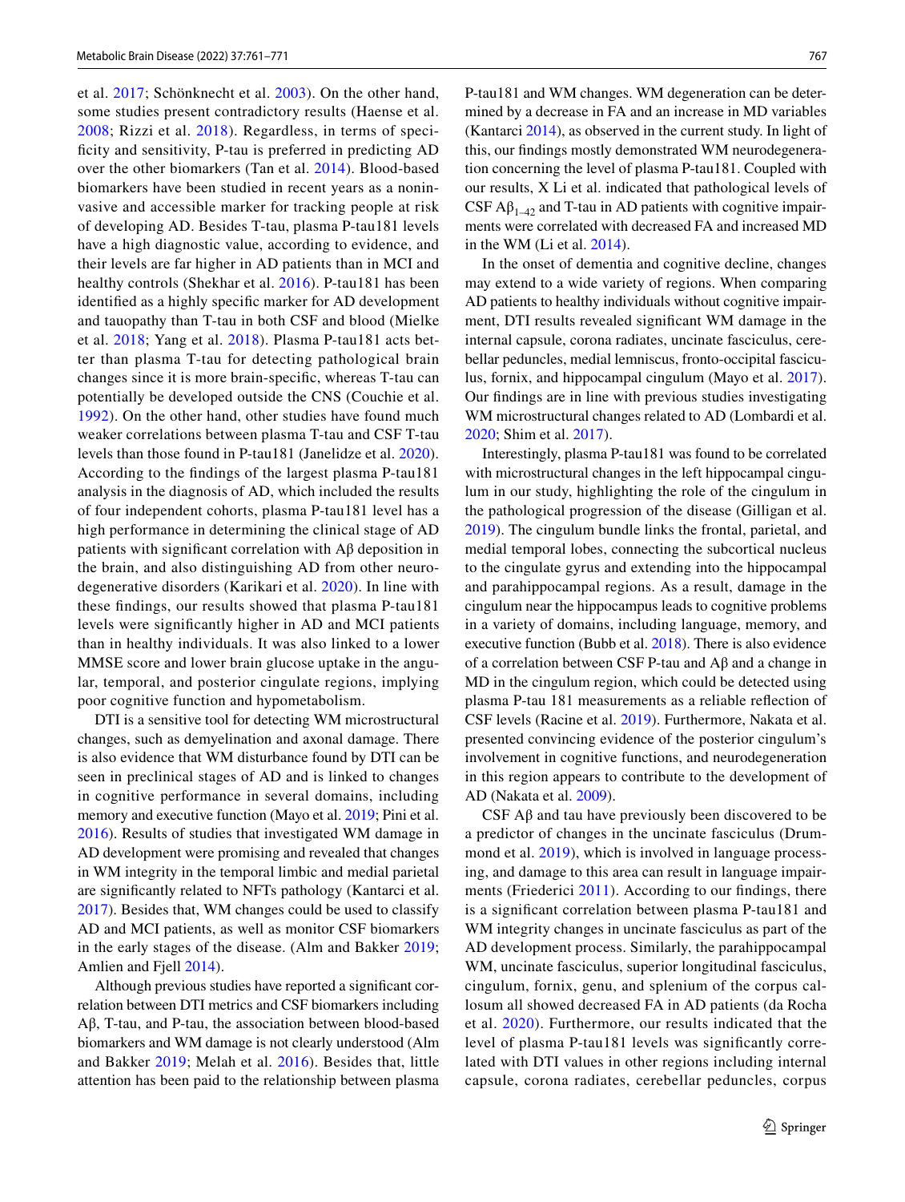et al. 2017; Schönknecht et al. 2003). On the other hand, some studies present contradictory results (Haense et al. 2008; Rizzi et al. 2018). Regardless, in terms of specificity and sensitivity, P-tau is preferred in predicting AD over the other biomarkers (Tan et al. 2014). Blood-based biomarkers have been studied in recent years as a noninvasive and accessible marker for tracking people at risk of developing AD. Besides T-tau, plasma P-tau181 levels have a high diagnostic value, according to evidence, and their levels are far higher in AD patients than in MCI and healthy controls (Shekhar et al. 2016). P-tau181 has been identified as a highly specific marker for AD development and tauopathy than T-tau in both CSF and blood (Mielke et al. 2018; Yang et al. 2018). Plasma P-tau181 acts better than plasma T-tau for detecting pathological brain changes since it is more brain-specific, whereas T-tau can potentially be developed outside the CNS (Couchie et al. 1992). On the other hand, other studies have found much weaker correlations between plasma T-tau and CSF T-tau levels than those found in P-tau181 (Janelidze et al. 2020). According to the findings of the largest plasma P-tau181 analysis in the diagnosis of AD, which included the results of four independent cohorts, plasma P-tau181 level has a high performance in determining the clinical stage of AD patients with significant correlation with Aβ deposition in the brain, and also distinguishing AD from other neurodegenerative disorders (Karikari et al. 2020). In line with these findings, our results showed that plasma P-tau181 levels were significantly higher in AD and MCI patients than in healthy individuals. It was also linked to a lower MMSE score and lower brain glucose uptake in the angular, temporal, and posterior cingulate regions, implying poor cognitive function and hypometabolism.

DTI is a sensitive tool for detecting WM microstructural changes, such as demyelination and axonal damage. There is also evidence that WM disturbance found by DTI can be seen in preclinical stages of AD and is linked to changes in cognitive performance in several domains, including memory and executive function (Mayo et al. 2019; Pini et al. 2016). Results of studies that investigated WM damage in AD development were promising and revealed that changes in WM integrity in the temporal limbic and medial parietal are significantly related to NFTs pathology (Kantarci et al. 2017). Besides that, WM changes could be used to classify AD and MCI patients, as well as monitor CSF biomarkers in the early stages of the disease. (Alm and Bakker 2019; Amlien and Fjell 2014).

Although previous studies have reported a significant correlation between DTI metrics and CSF biomarkers including Aβ, T-tau, and P-tau, the association between blood-based biomarkers and WM damage is not clearly understood (Alm and Bakker 2019; Melah et al. 2016). Besides that, little attention has been paid to the relationship between plasma P-tau181 and WM changes. WM degeneration can be determined by a decrease in FA and an increase in MD variables (Kantarci 2014), as observed in the current study. In light of this, our findings mostly demonstrated WM neurodegeneration concerning the level of plasma P-tau181. Coupled with our results, X Li et al. indicated that pathological levels of CSF $A\beta_{1-42}$ and T-tau in AD patients with cognitive impairments were correlated with decreased FA and increased MD in the WM (Li et al. 2014).

In the onset of dementia and cognitive decline, changes may extend to a wide variety of regions. When comparing AD patients to healthy individuals without cognitive impairment, DTI results revealed significant WM damage in the internal capsule, corona radiates, uncinate fasciculus, cerebellar peduncles, medial lemniscus, fronto-occipital fasciculus, fornix, and hippocampal cingulum (Mayo et al. 2017). Our findings are in line with previous studies investigating WM microstructural changes related to AD (Lombardi et al. 2020; Shim et al. 2017).

Interestingly, plasma P-tau181 was found to be correlated with microstructural changes in the left hippocampal cingulum in our study, highlighting the role of the cingulum in the pathological progression of the disease (Gilligan et al. 2019). The cingulum bundle links the frontal, parietal, and medial temporal lobes, connecting the subcortical nucleus to the cingulate gyrus and extending into the hippocampal and parahippocampal regions. As a result, damage in the cingulum near the hippocampus leads to cognitive problems in a variety of domains, including language, memory, and executive function (Bubb et al. 2018). There is also evidence of a correlation between CSF P-tau and Aβ and a change in MD in the cingulum region, which could be detected using plasma P-tau 181 measurements as a reliable reflection of CSF levels (Racine et al. 2019). Furthermore, Nakata et al. presented convincing evidence of the posterior cingulum's involvement in cognitive functions, and neurodegeneration in this region appears to contribute to the development of AD (Nakata et al. 2009).

CSF Aβ and tau have previously been discovered to be a predictor of changes in the uncinate fasciculus (Drummond et al. 2019), which is involved in language processing, and damage to this area can result in language impairments (Friederici 2011). According to our findings, there is a significant correlation between plasma P-tau181 and WM integrity changes in uncinate fasciculus as part of the AD development process. Similarly, the parahippocampal WM, uncinate fasciculus, superior longitudinal fasciculus, cingulum, fornix, genu, and splenium of the corpus callosum all showed decreased FA in AD patients (da Rocha et al. 2020). Furthermore, our results indicated that the level of plasma P-tau181 levels was significantly correlated with DTI values in other regions including internal capsule, corona radiates, cerebellar peduncles, corpus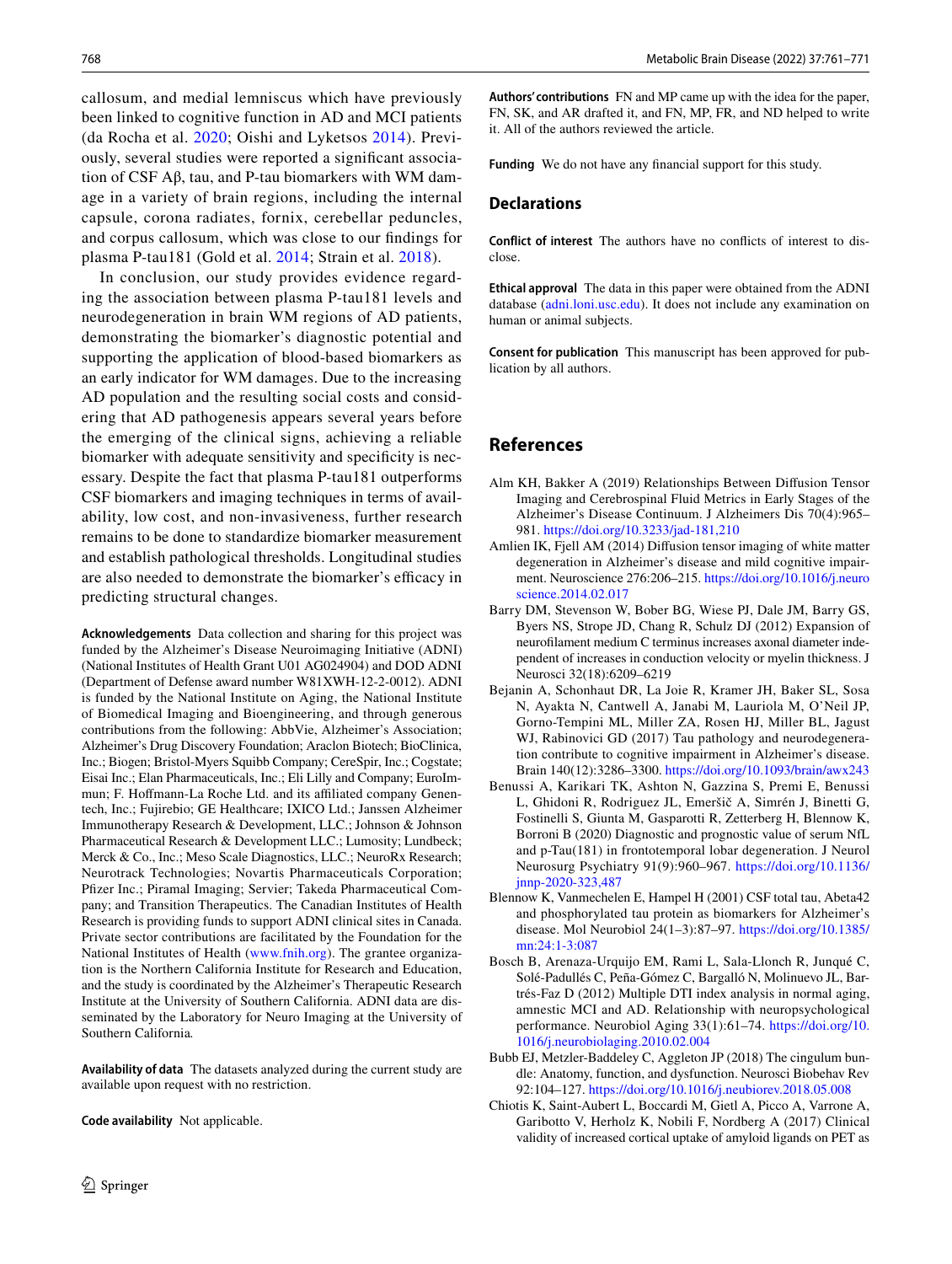callosum, and medial lemniscus which have previously been linked to cognitive function in AD and MCI patients (da Rocha et al. 2020; Oishi and Lyketsos 2014). Previously, several studies were reported a significant association of CSF Aβ, tau, and P-tau biomarkers with WM damage in a variety of brain regions, including the internal capsule, corona radiates, fornix, cerebellar peduncles, and corpus callosum, which was close to our findings for plasma P-tau181 (Gold et al. 2014; Strain et al. 2018).

In conclusion, our study provides evidence regarding the association between plasma P-tau181 levels and neurodegeneration in brain WM regions of AD patients, demonstrating the biomarker's diagnostic potential and supporting the application of blood-based biomarkers as an early indicator for WM damages. Due to the increasing AD population and the resulting social costs and considering that AD pathogenesis appears several years before the emerging of the clinical signs, achieving a reliable biomarker with adequate sensitivity and specificity is necessary. Despite the fact that plasma P-tau181 outperforms CSF biomarkers and imaging techniques in terms of availability, low cost, and non-invasiveness, further research remains to be done to standardize biomarker measurement and establish pathological thresholds. Longitudinal studies are also needed to demonstrate the biomarker's efficacy in predicting structural changes.

**Acknowledgements** Data collection and sharing for this project was funded by the Alzheimer's Disease Neuroimaging Initiative (ADNI) (National Institutes of Health Grant U01 AG024904) and DOD ADNI (Department of Defense award number W81XWH-12-2-0012). ADNI is funded by the National Institute on Aging, the National Institute of Biomedical Imaging and Bioengineering, and through generous contributions from the following: AbbVie, Alzheimer's Association; Alzheimer's Drug Discovery Foundation; Araclon Biotech; BioClinica, Inc.; Biogen; Bristol-Myers Squibb Company; CereSpir, Inc.; Cogstate; Eisai Inc.; Elan Pharmaceuticals, Inc.; Eli Lilly and Company; EuroImmun; F. Hoffmann-La Roche Ltd. and its affiliated company Genentech, Inc.; Fujirebio; GE Healthcare; IXICO Ltd.; Janssen Alzheimer Immunotherapy Research & Development, LLC.; Johnson & Johnson Pharmaceutical Research & Development LLC.; Lumosity; Lundbeck; Merck & Co., Inc.; Meso Scale Diagnostics, LLC.; NeuroRx Research; Neurotrack Technologies; Novartis Pharmaceuticals Corporation; Pfizer Inc.; Piramal Imaging; Servier; Takeda Pharmaceutical Company; and Transition Therapeutics. The Canadian Institutes of Health Research is providing funds to support ADNI clinical sites in Canada. Private sector contributions are facilitated by the Foundation for the National Institutes of Health (www.fnih.org). The grantee organization is the Northern California Institute for Research and Education, and the study is coordinated by the Alzheimer's Therapeutic Research Institute at the University of Southern California. ADNI data are disseminated by the Laboratory for Neuro Imaging at the University of Southern California.

**Availability of data** The datasets analyzed during the current study are available upon request with no restriction.

**Code availability** Not applicable.

**Authors' contributions** FN and MP came up with the idea for the paper, FN, SK, and AR drafted it, and FN, MP, FR, and ND helped to write it. All of the authors reviewed the article.

**Funding** We do not have any financial support for this study.

## Declarations

**Conflict of interest** The authors have no conflicts of interest to disclose.

**Ethical approval** The data in this paper were obtained from the ADNI database (adni.loni.usc.edu). It does not include any examination on human or animal subjects.

**Consent for publication** This manuscript has been approved for publication by all authors.

## References

Alm KH, Bakker A (2019) Relationships Between Diffusion Tensor Imaging and Cerebrospinal Fluid Metrics in Early Stages of the Alzheimer's Disease Continuum. J Alzheimers Dis 70(4):965–981. https://doi.org/10.3233/jad-181,210

Amlien IK, Fjell AM (2014) Diffusion tensor imaging of white matter degeneration in Alzheimer's disease and mild cognitive impairment. Neuroscience 276:206–215. https://doi.org/10.1016/j.neuroscience.2014.02.017

Barry DM, Stevenson W, Bober BG, Wiese PJ, Dale JM, Barry GS, Byers NS, Strope JD, Chang R, Schulz DJ (2012) Expansion of neurofilament medium C terminus increases axonal diameter independent of increases in conduction velocity or myelin thickness. J Neurosci 32(18):6209–6219

Bejanin A, Schonhaut DR, La Joie R, Kramer JH, Baker SL, Sosa N, Ayakta N, Cantwell A, Janabi M, Lauriola M, O'Neil JP, Gorno-Tempini ML, Miller ZA, Rosen HJ, Miller BL, Jagust WJ, Rabinovici GD (2017) Tau pathology and neurodegeneration contribute to cognitive impairment in Alzheimer's disease. Brain 140(12):3286–3300. https://doi.org/10.1093/brain/awx243

Benussi A, Karikari TK, Ashton N, Gazzina S, Premi E, Benussi L, Ghidoni R, Rodriguez JL, Emeršič A, Simrén J, Binetti G, Fostinelli S, Giunta M, Gasparotti R, Zetterberg H, Blennow K, Borroni B (2020) Diagnostic and prognostic value of serum NfL and p-Tau(181) in frontotemporal lobar degeneration. J Neurol Neurosurg Psychiatry 91(9):960–967. https://doi.org/10.1136/jnnp-2020-323,487

Blennow K, Vanmechelen E, Hampel H (2001) CSF total tau, Abeta42 and phosphorylated tau protein as biomarkers for Alzheimer's disease. Mol Neurobiol 24(1–3):87–97. https://doi.org/10.1385/mn:24:1-3:087

Bosch B, Arenaza-Urquijo EM, Rami L, Sala-Llonch R, Junqué C, Solé-Padullés C, Peña-Gómez C, Bargalló N, Molinuevo JL, Bartrés-Faz D (2012) Multiple DTI index analysis in normal aging, amnestic MCI and AD. Relationship with neuropsychological performance. Neurobiol Aging 33(1):61–74. https://doi.org/10.1016/j.neurobiolaging.2010.02.004

Bubb EJ, Metzler-Baddeley C, Aggleton JP (2018) The cingulum bundle: Anatomy, function, and dysfunction. Neurosci Biobehav Rev 92:104–127. https://doi.org/10.1016/j.neubiorev.2018.05.008

Chiotis K, Saint-Aubert L, Boccardi M, Gietl A, Picco A, Varrone A, Garibotto V, Herholz K, Nobili F, Nordberg A (2017) Clinical validity of increased cortical uptake of amyloid ligands on PET as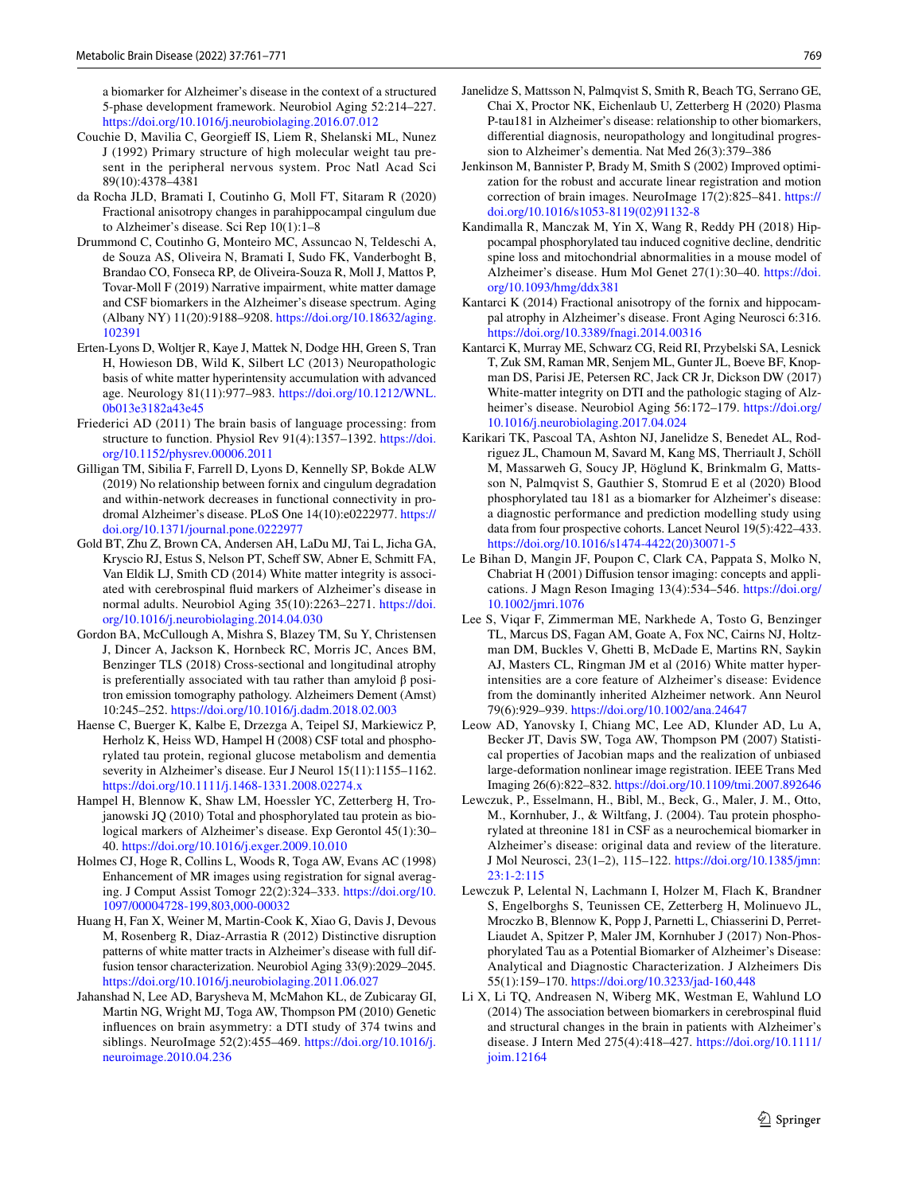a biomarker for Alzheimer's disease in the context of a structured 5-phase development framework. Neurobiol Aging 52:214–227. https://doi.org/10.1016/j.neurobiolaging.2016.07.012

Couchie D, Mavilia C, Georgieff IS, Liem R, Shelanski ML, Nunez J (1992) Primary structure of high molecular weight tau present in the peripheral nervous system. Proc Natl Acad Sci 89(10):4378–4381

da Rocha JLD, Bramati I, Coutinho G, Moll FT, Sitaram R (2020) Fractional anisotropy changes in parahippocampal cingulum due to Alzheimer's disease. Sci Rep 10(1):1–8

Drummond C, Coutinho G, Monteiro MC, Assuncao N, Teldeschi A, de Souza AS, Oliveira N, Bramati I, Sudo FK, Vanderboght B, Brandao CO, Fonseca RP, de Oliveira-Souza R, Moll J, Mattos P, Tovar-Moll F (2019) Narrative impairment, white matter damage and CSF biomarkers in the Alzheimer's disease spectrum. Aging (Albany NY) 11(20):9188–9208. https://doi.org/10.18632/aging.102391

Erten-Lyons D, Woltjer R, Kaye J, Mattek N, Dodge HH, Green S, Tran H, Howieson DB, Wild K, Silbert LC (2013) Neuropathologic basis of white matter hyperintensity accumulation with advanced age. Neurology 81(11):977–983. https://doi.org/10.1212/WNL.0b013e3182a43e45

Friederici AD (2011) The brain basis of language processing: from structure to function. Physiol Rev 91(4):1357–1392. https://doi.org/10.1152/physrev.00006.2011

Gilligan TM, Sibilia F, Farrell D, Lyons D, Kennelly SP, Bokde ALW (2019) No relationship between fornix and cingulum degradation and within-network decreases in functional connectivity in prodromal Alzheimer's disease. PLoS One 14(10):e0222977. https://doi.org/10.1371/journal.pone.0222977

Gold BT, Zhu Z, Brown CA, Andersen AH, LaDu MJ, Tai L, Jicha GA, Kryscio RJ, Estus S, Nelson PT, Scheff SW, Abner E, Schmitt FA, Van Eldik LJ, Smith CD (2014) White matter integrity is associated with cerebrospinal fluid markers of Alzheimer's disease in normal adults. Neurobiol Aging 35(10):2263–2271. https://doi.org/10.1016/j.neurobiolaging.2014.04.030

Gordon BA, McCullough A, Mishra S, Blazey TM, Su Y, Christensen J, Dincer A, Jackson K, Hornbeck RC, Morris JC, Ances BM, Benzinger TLS (2018) Cross-sectional and longitudinal atrophy is preferentially associated with tau rather than amyloid β positron emission tomography pathology. Alzheimers Dement (Amst) 10:245–252. https://doi.org/10.1016/j.dadm.2018.02.003

Haense C, Buerger K, Kalbe E, Drzezga A, Teipel SJ, Markiewicz P, Herholz K, Heiss WD, Hampel H (2008) CSF total and phosphorylated tau protein, regional glucose metabolism and dementia severity in Alzheimer's disease. Eur J Neurol 15(11):1155–1162. https://doi.org/10.1111/j.1468-1331.2008.02274.x

Hampel H, Blennow K, Shaw LM, Hoessler YC, Zetterberg H, Trojanowski JQ (2010) Total and phosphorylated tau protein as biological markers of Alzheimer's disease. Exp Gerontol 45(1):30–40. https://doi.org/10.1016/j.exger.2009.10.010

Holmes CJ, Hoge R, Collins L, Woods R, Toga AW, Evans AC (1998) Enhancement of MR images using registration for signal averaging. J Comput Assist Tomogr 22(2):324–333. https://doi.org/10.1097/00004728-199,803,000-00032

Huang H, Fan X, Weiner M, Martin-Cook K, Xiao G, Davis J, Devous M, Rosenberg R, Diaz-Arrastia R (2012) Distinctive disruption patterns of white matter tracts in Alzheimer's disease with full diffusion tensor characterization. Neurobiol Aging 33(9):2029–2045. https://doi.org/10.1016/j.neurobiolaging.2011.06.027

Jahanshad N, Lee AD, Barysheva M, McMahon KL, de Zubicaray GI, Martin NG, Wright MJ, Toga AW, Thompson PM (2010) Genetic influences on brain asymmetry: a DTI study of 374 twins and siblings. NeuroImage 52(2):455–469. https://doi.org/10.1016/j.neuroimage.2010.04.236

Janelidze S, Mattsson N, Palmqvist S, Smith R, Beach TG, Serrano GE, Chai X, Proctor NK, Eichenlaub U, Zetterberg H (2020) Plasma P-tau181 in Alzheimer's disease: relationship to other biomarkers, differential diagnosis, neuropathology and longitudinal progression to Alzheimer's dementia. Nat Med 26(3):379–386

Jenkinson M, Bannister P, Brady M, Smith S (2002) Improved optimization for the robust and accurate linear registration and motion correction of brain images. NeuroImage 17(2):825–841. https://doi.org/10.1016/s1053-8119(02)91132-8

Kandimalla R, Manczak M, Yin X, Wang R, Reddy PH (2018) Hippocampal phosphorylated tau induced cognitive decline, dendritic spine loss and mitochondrial abnormalities in a mouse model of Alzheimer's disease. Hum Mol Genet 27(1):30–40. https://doi.org/10.1093/hmg/ddx381

Kantarci K (2014) Fractional anisotropy of the fornix and hippocampal atrophy in Alzheimer's disease. Front Aging Neurosci 6:316. https://doi.org/10.3389/fnagi.2014.00316

Kantarci K, Murray ME, Schwarz CG, Reid RI, Przybelski SA, Lesnick T, Zuk SM, Raman MR, Senjem ML, Gunter JL, Boeve BF, Knopman DS, Parisi JE, Petersen RC, Jack CR Jr, Dickson DW (2017) White-matter integrity on DTI and the pathologic staging of Alzheimer's disease. Neurobiol Aging 56:172–179. https://doi.org/10.1016/j.neurobiolaging.2017.04.024

Karikari TK, Pascoal TA, Ashton NJ, Janelidze S, Benedet AL, Rodriguez JL, Chamoun M, Savard M, Kang MS, Therriault J, Schöll M, Massarweh G, Soucy JP, Höglund K, Brinkmalm G, Mattsson N, Palmqvist S, Gauthier S, Stomrud E et al (2020) Blood phosphorylated tau 181 as a biomarker for Alzheimer's disease: a diagnostic performance and prediction modelling study using data from four prospective cohorts. Lancet Neurol 19(5):422–433. https://doi.org/10.1016/s1474-4422(20)30071-5

Le Bihan D, Mangin JF, Poupon C, Clark CA, Pappata S, Molko N, Chabriat H (2001) Diffusion tensor imaging: concepts and applications. J Magn Reson Imaging 13(4):534–546. https://doi.org/10.1002/jmri.1076

Lee S, Viqar F, Zimmerman ME, Narkhede A, Tosto G, Benzinger TL, Marcus DS, Fagan AM, Goate A, Fox NC, Cairns NJ, Holtzman DM, Buckles V, Ghetti B, McDade E, Martins RN, Saykin AJ, Masters CL, Ringman JM et al (2016) White matter hyperintensities are a core feature of Alzheimer's disease: Evidence from the dominantly inherited Alzheimer network. Ann Neurol 79(6):929–939. https://doi.org/10.1002/ana.24647

Leow AD, Yanovsky I, Chiang MC, Lee AD, Klunder AD, Lu A, Becker JT, Davis SW, Toga AW, Thompson PM (2007) Statistical properties of Jacobian maps and the realization of unbiased large-deformation nonlinear image registration. IEEE Trans Med Imaging 26(6):822–832. https://doi.org/10.1109/tmi.2007.892646

Lewczuk, P., Esselmann, H., Bibl, M., Beck, G., Maler, J. M., Otto, M., Kornhuber, J., & Wiltfang, J. (2004). Tau protein phosphorylated at threonine 181 in CSF as a neurochemical biomarker in Alzheimer's disease: original data and review of the literature. J Mol Neurosci, 23(1–2), 115–122. https://doi.org/10.1385/jmn:23:1-2:115

Lewczuk P, Lelental N, Lachmann I, Holzer M, Flach K, Brandner S, Engelborghs S, Teunissen CE, Zetterberg H, Molinuevo JL, Mroczko B, Blennow K, Popp J, Parnetti L, Chiasserini D, Perret-Liaudet A, Spitzer P, Maler JM, Kornhuber J (2017) Non-Phosphorylated Tau as a Potential Biomarker of Alzheimer's Disease: Analytical and Diagnostic Characterization. J Alzheimers Dis 55(1):159–170. https://doi.org/10.3233/jad-160,448

Li X, Li TQ, Andreasen N, Wiberg MK, Westman E, Wahlund LO (2014) The association between biomarkers in cerebrospinal fluid and structural changes in the brain in patients with Alzheimer's disease. J Intern Med 275(4):418–427. https://doi.org/10.1111/joim.12164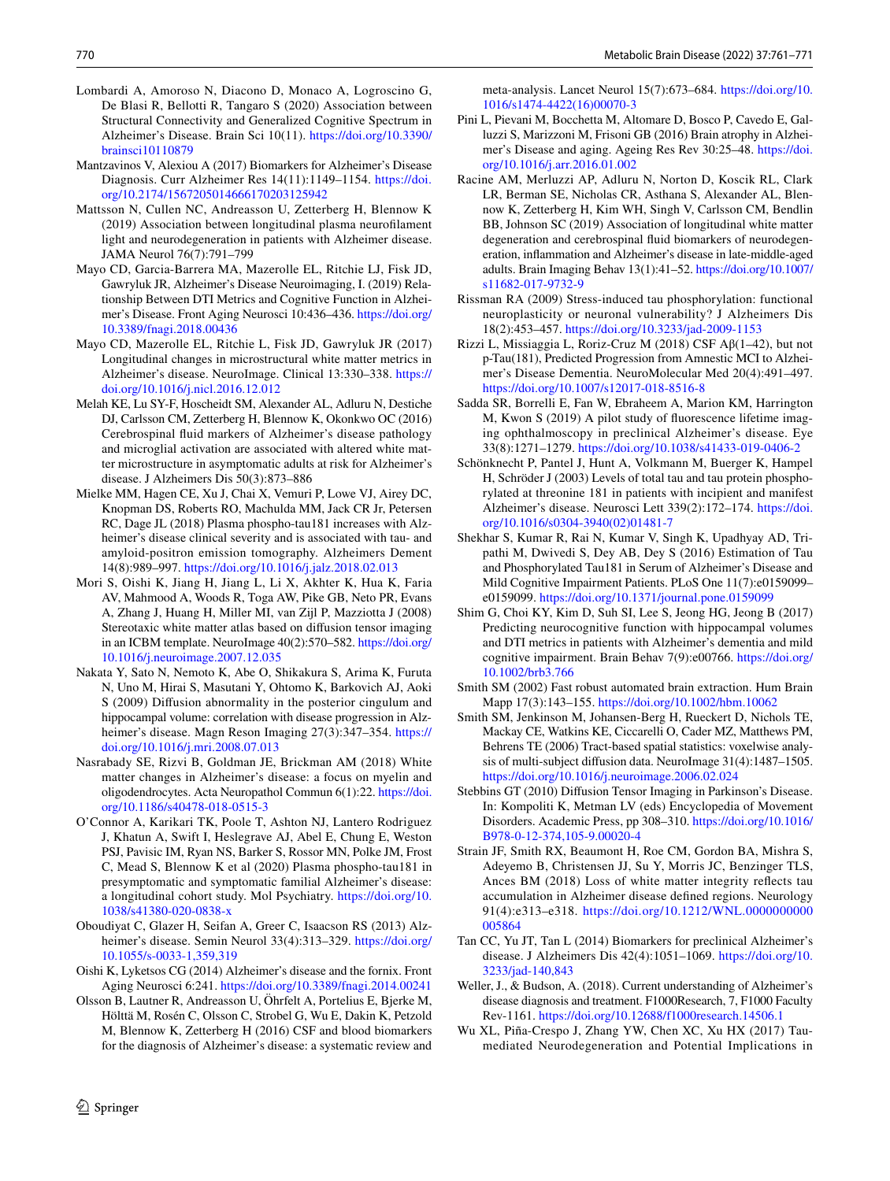Lombardi A, Amoroso N, Diacono D, Monaco A, Logroscino G, De Blasi R, Bellotti R, Tangaro S (2020) Association between Structural Connectivity and Generalized Cognitive Spectrum in Alzheimer's Disease. Brain Sci 10(11). https://doi.org/10.3390/brainsci10110879

Mantzavinos V, Alexiou A (2017) Biomarkers for Alzheimer's Disease Diagnosis. Curr Alzheimer Res 14(11):1149–1154. https://doi.org/10.2174/1567205014666170203125942

Mattsson N, Cullen NC, Andreasson U, Zetterberg H, Blennow K (2019) Association between longitudinal plasma neurofilament light and neurodegeneration in patients with Alzheimer disease. JAMA Neurol 76(7):791–799

Mayo CD, Garcia-Barrera MA, Mazerolle EL, Ritchie LJ, Fisk JD, Gawryluk JR, Alzheimer's Disease Neuroimaging, I. (2019) Relationship Between DTI Metrics and Cognitive Function in Alzheimer's Disease. Front Aging Neurosci 10:436–436. https://doi.org/10.3389/fnagi.2018.00436

Mayo CD, Mazerolle EL, Ritchie L, Fisk JD, Gawryluk JR (2017) Longitudinal changes in microstructural white matter metrics in Alzheimer's disease. NeuroImage. Clinical 13:330–338. https://doi.org/10.1016/j.nicl.2016.12.012

Melah KE, Lu SY-F, Hoscheidt SM, Alexander AL, Adluru N, Destiche DJ, Carlsson CM, Zetterberg H, Blennow K, Okonkwo OC (2016) Cerebrospinal fluid markers of Alzheimer's disease pathology and microglial activation are associated with altered white matter microstructure in asymptomatic adults at risk for Alzheimer's disease. J Alzheimers Dis 50(3):873–886

Mielke MM, Hagen CE, Xu J, Chai X, Vemuri P, Lowe VJ, Airey DC, Knopman DS, Roberts RO, Machulda MM, Jack CR Jr, Petersen RC, Dage JL (2018) Plasma phospho-tau181 increases with Alzheimer's disease clinical severity and is associated with tau- and amyloid-positron emission tomography. Alzheimers Dement 14(8):989–997. https://doi.org/10.1016/j.jalz.2018.02.013

Mori S, Oishi K, Jiang H, Jiang L, Li X, Akhter K, Hua K, Faria AV, Mahmood A, Woods R, Toga AW, Pike GB, Neto PR, Evans A, Zhang J, Huang H, Miller MI, van Zijl P, Mazziotta J (2008) Stereotaxic white matter atlas based on diffusion tensor imaging in an ICBM template. NeuroImage 40(2):570–582. https://doi.org/10.1016/j.neuroimage.2007.12.035

Nakata Y, Sato N, Nemoto K, Abe O, Shikakura S, Arima K, Furuta N, Uno M, Hirai S, Masutani Y, Ohtomo K, Barkovich AJ, Aoki S (2009) Diffusion abnormality in the posterior cingulum and hippocampal volume: correlation with disease progression in Alzheimer's disease. Magn Reson Imaging 27(3):347–354. https://doi.org/10.1016/j.mri.2008.07.013

Nasrabady SE, Rizvi B, Goldman JE, Brickman AM (2018) White matter changes in Alzheimer's disease: a focus on myelin and oligodendrocytes. Acta Neuropathol Commun 6(1):22. https://doi.org/10.1186/s40478-018-0515-3

O'Connor A, Karikari TK, Poole T, Ashton NJ, Lantero Rodriguez J, Khatun A, Swift I, Heslegrave AJ, Abel E, Chung E, Weston PSJ, Pavisic IM, Ryan NS, Barker S, Rossor MN, Polke JM, Frost C, Mead S, Blennow K et al (2020) Plasma phospho-tau181 in presymptomatic and symptomatic familial Alzheimer's disease: a longitudinal cohort study. Mol Psychiatry. https://doi.org/10.1038/s41380-020-0838-x

Oboudiyat C, Glazer H, Seifan A, Greer C, Isaacson RS (2013) Alzheimer's disease. Semin Neurol 33(4):313–329. https://doi.org/10.1055/s-0033-1,359,319

Oishi K, Lyketsos CG (2014) Alzheimer's disease and the fornix. Front Aging Neurosci 6:241. https://doi.org/10.3389/fnagi.2014.00241

Olsson B, Lautner R, Andreasson U, Öhrfelt A, Portelius E, Bjerke M, Hölttä M, Rosén C, Olsson C, Strobel G, Wu E, Dakin K, Petzold M, Blennow K, Zetterberg H (2016) CSF and blood biomarkers for the diagnosis of Alzheimer's disease: a systematic review and meta-analysis. Lancet Neurol 15(7):673–684. https://doi.org/10.1016/s1474-4422(16)00070-3

Pini L, Pievani M, Bocchetta M, Altomare D, Bosco P, Cavedo E, Galluzzi S, Marizzoni M, Frisoni GB (2016) Brain atrophy in Alzheimer's Disease and aging. Ageing Res Rev 30:25–48. https://doi.org/10.1016/j.arr.2016.01.002

Racine AM, Merluzzi AP, Adluru N, Norton D, Koscik RL, Clark LR, Berman SE, Nicholas CR, Asthana S, Alexander AL, Blennow K, Zetterberg H, Kim WH, Singh V, Carlsson CM, Bendlin BB, Johnson SC (2019) Association of longitudinal white matter degeneration and cerebrospinal fluid biomarkers of neurodegeneration, inflammation and Alzheimer's disease in late-middle-aged adults. Brain Imaging Behav 13(1):41–52. https://doi.org/10.1007/s11682-017-9732-9

Rissman RA (2009) Stress-induced tau phosphorylation: functional neuroplasticity or neuronal vulnerability? J Alzheimers Dis 18(2):453–457. https://doi.org/10.3233/jad-2009-1153

Rizzi L, Missiaggia L, Roriz-Cruz M (2018) CSF Aβ(1–42), but not p-Tau(181), Predicted Progression from Amnestic MCI to Alzheimer's Disease Dementia. NeuroMolecular Med 20(4):491–497. https://doi.org/10.1007/s12017-018-8516-8

Sadda SR, Borrelli E, Fan W, Ebraheem A, Marion KM, Harrington M, Kwon S (2019) A pilot study of fluorescence lifetime imaging ophthalmoscopy in preclinical Alzheimer's disease. Eye 33(8):1271–1279. https://doi.org/10.1038/s41433-019-0406-2

Schönknecht P, Pantel J, Hunt A, Volkmann M, Buerger K, Hampel H, Schröder J (2003) Levels of total tau and tau protein phosphorylated at threonine 181 in patients with incipient and manifest Alzheimer's disease. Neurosci Lett 339(2):172–174. https://doi.org/10.1016/s0304-3940(02)01481-7

Shekhar S, Kumar R, Rai N, Kumar V, Singh K, Upadhyay AD, Tripathi M, Dwivedi S, Dey AB, Dey S (2016) Estimation of Tau and Phosphorylated Tau181 in Serum of Alzheimer's Disease and Mild Cognitive Impairment Patients. PLoS One 11(7):e0159099–e0159099. https://doi.org/10.1371/journal.pone.0159099

Shim G, Choi KY, Kim D, Suh SI, Lee S, Jeong HG, Jeong B (2017) Predicting neurocognitive function with hippocampal volumes and DTI metrics in patients with Alzheimer's dementia and mild cognitive impairment. Brain Behav 7(9):e00766. https://doi.org/10.1002/brb3.766

Smith SM (2002) Fast robust automated brain extraction. Hum Brain Mapp 17(3):143–155. https://doi.org/10.1002/hbm.10062

Smith SM, Jenkinson M, Johansen-Berg H, Rueckert D, Nichols TE, Mackay CE, Watkins KE, Ciccarelli O, Cader MZ, Matthews PM, Behrens TE (2006) Tract-based spatial statistics: voxelwise analysis of multi-subject diffusion data. NeuroImage 31(4):1487–1505. https://doi.org/10.1016/j.neuroimage.2006.02.024

Stebbins GT (2010) Diffusion Tensor Imaging in Parkinson's Disease. In: Kompoliti K, Metman LV (eds) Encyclopedia of Movement Disorders. Academic Press, pp 308–310. https://doi.org/10.1016/B978-0-12-374,105-9.00020-4

Strain JF, Smith RX, Beaumont H, Roe CM, Gordon BA, Mishra S, Adeyemo B, Christensen JJ, Su Y, Morris JC, Benzinger TLS, Ances BM (2018) Loss of white matter integrity reflects tau accumulation in Alzheimer disease defined regions. Neurology 91(4):e313–e318. https://doi.org/10.1212/WNL.0000000000005864

Tan CC, Yu JT, Tan L (2014) Biomarkers for preclinical Alzheimer's disease. J Alzheimers Dis 42(4):1051–1069. https://doi.org/10.3233/jad-140,843

Weller, J., & Budson, A. (2018). Current understanding of Alzheimer's disease diagnosis and treatment. F1000Research, 7, F1000 Faculty Rev-1161. https://doi.org/10.12688/f1000research.14506.1

Wu XL, Piña-Crespo J, Zhang YW, Chen XC, Xu HX (2017) Tau-mediated Neurodegeneration and Potential Implications in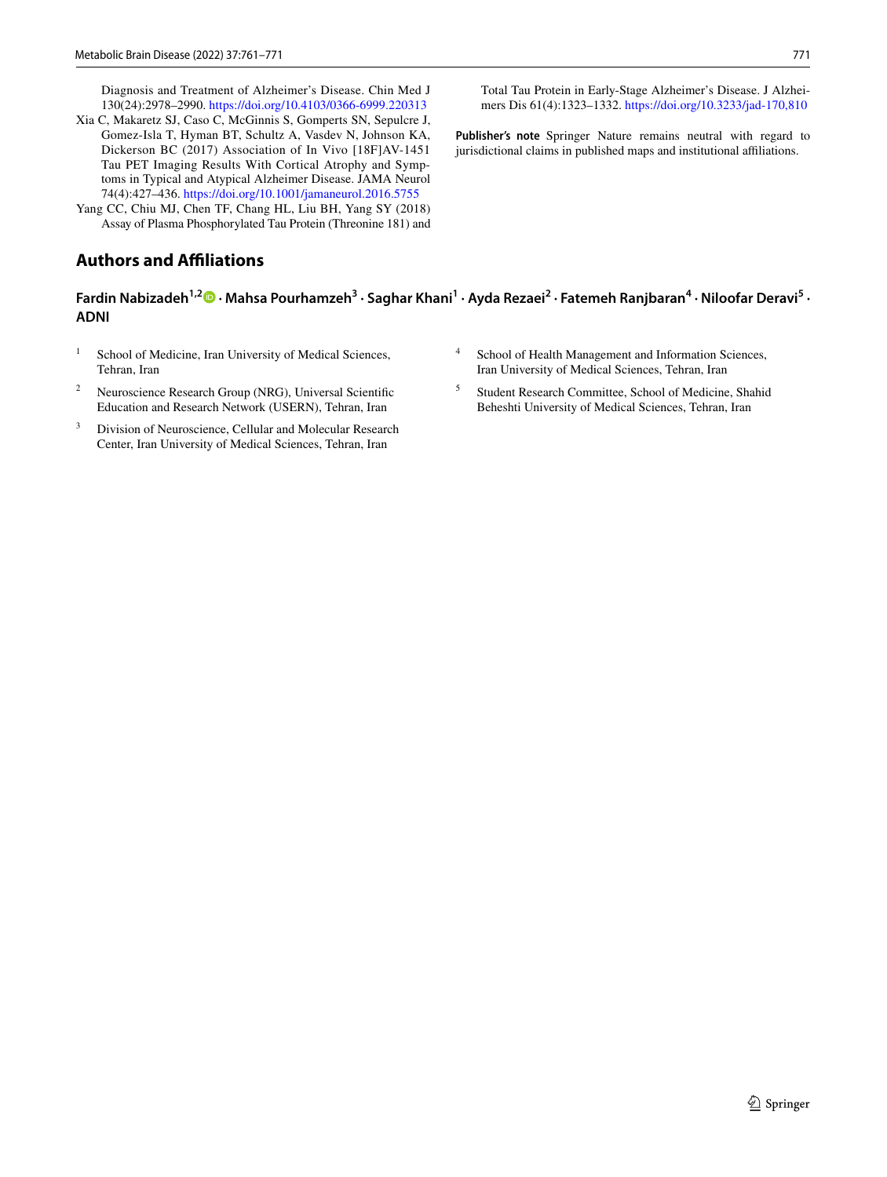Diagnosis and Treatment of Alzheimer's Disease. Chin Med J 130(24):2978–2990. https://doi.org/10.4103/0366-6999.220313

Xia C, Makaretz SJ, Caso C, McGinnis S, Gomperts SN, Sepulcre J, Gomez-Isla T, Hyman BT, Schultz A, Vasdev N, Johnson KA, Dickerson BC (2017) Association of In Vivo [18F]AV-1451 Tau PET Imaging Results With Cortical Atrophy and Symptoms in Typical and Atypical Alzheimer Disease. JAMA Neurol 74(4):427–436. https://doi.org/10.1001/jamaneurol.2016.5755

Yang CC, Chiu MJ, Chen TF, Chang HL, Liu BH, Yang SY (2018) Assay of Plasma Phosphorylated Tau Protein (Threonine 181) and Total Tau Protein in Early-Stage Alzheimer's Disease. J Alzheimers Dis 61(4):1323–1332. https://doi.org/10.3233/jad-170,810

**Publisher's note** Springer Nature remains neutral with regard to jurisdictional claims in published maps and institutional affiliations.

## Authors and Affiliations

**Fardin Nabizadeh[1,2] · Mahsa Pourhamzeh[3] · Saghar Khani[1] · Ayda Rezaei[2] · Fatemeh Ranjbaran[4] · Niloofar Deravi[5] · ADNI**

[1] School of Medicine, Iran University of Medical Sciences, Tehran, Iran

[2] Neuroscience Research Group (NRG), Universal Scientific Education and Research Network (USERN), Tehran, Iran

[3] Division of Neuroscience, Cellular and Molecular Research Center, Iran University of Medical Sciences, Tehran, Iran

[4] School of Health Management and Information Sciences, Iran University of Medical Sciences, Tehran, Iran

[5] Student Research Committee, School of Medicine, Shahid Beheshti University of Medical Sciences, Tehran, Iran